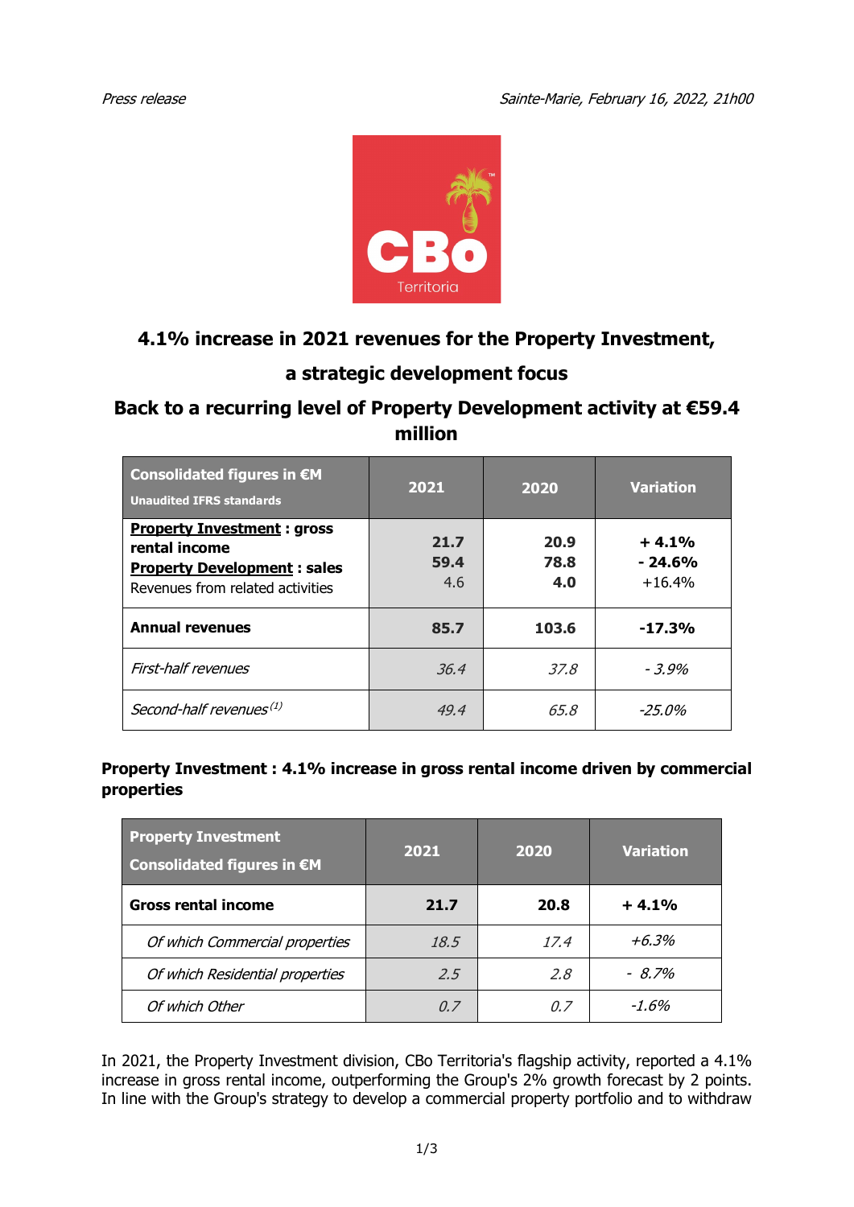*Press release*

*Sainte-Marie, February 16, 2022, 21h00*

# 4.1% increase in 2021 revenues for the Property Investment, a strategic development focus

# Back to a recurring level of Property Development activity at €59.4 million

| Consolidated figures in €M<br>Unaudited IFRS standards | 2021 | 2020 | Variation |
|---|---|---|---|
| **Property Investment : gross rental income**<br>**Property Development : sales**<br>Revenues from related activities | **21.7**<br>**59.4**<br>4.6 | **20.9**<br>**78.8**<br>**4.0** | **+ 4.1%**<br>**- 24.6%**<br>+16.4% |
| **Annual revenues** | **85.7** | **103.6** | **-17.3%** |
| *First-half revenues* | *36.4* | *37.8* | *- 3.9%* |
| *Second-half revenues* [(1)] | *49.4* | *65.8* | *-25.0%* |

**Property Investment : 4.1% increase in gross rental income driven by commercial properties**

| Property Investment<br>Consolidated figures in €M | 2021 | 2020 | Variation |
|---|---|---|---|
| **Gross rental income** | **21.7** | **20.8** | **+ 4.1%** |
| *Of which Commercial properties* | *18.5* | *17.4* | *+6.3%* |
| *Of which Residential properties* | *2.5* | *2.8* | *- 8.7%* |
| *Of which Other* | *0.7* | *0.7* | *-1.6%* |

In 2021, the Property Investment division, CBo Territoria's flagship activity, reported a 4.1% increase in gross rental income, outperforming the Group's 2% growth forecast by 2 points. In line with the Group's strategy to develop a commercial property portfolio and to withdraw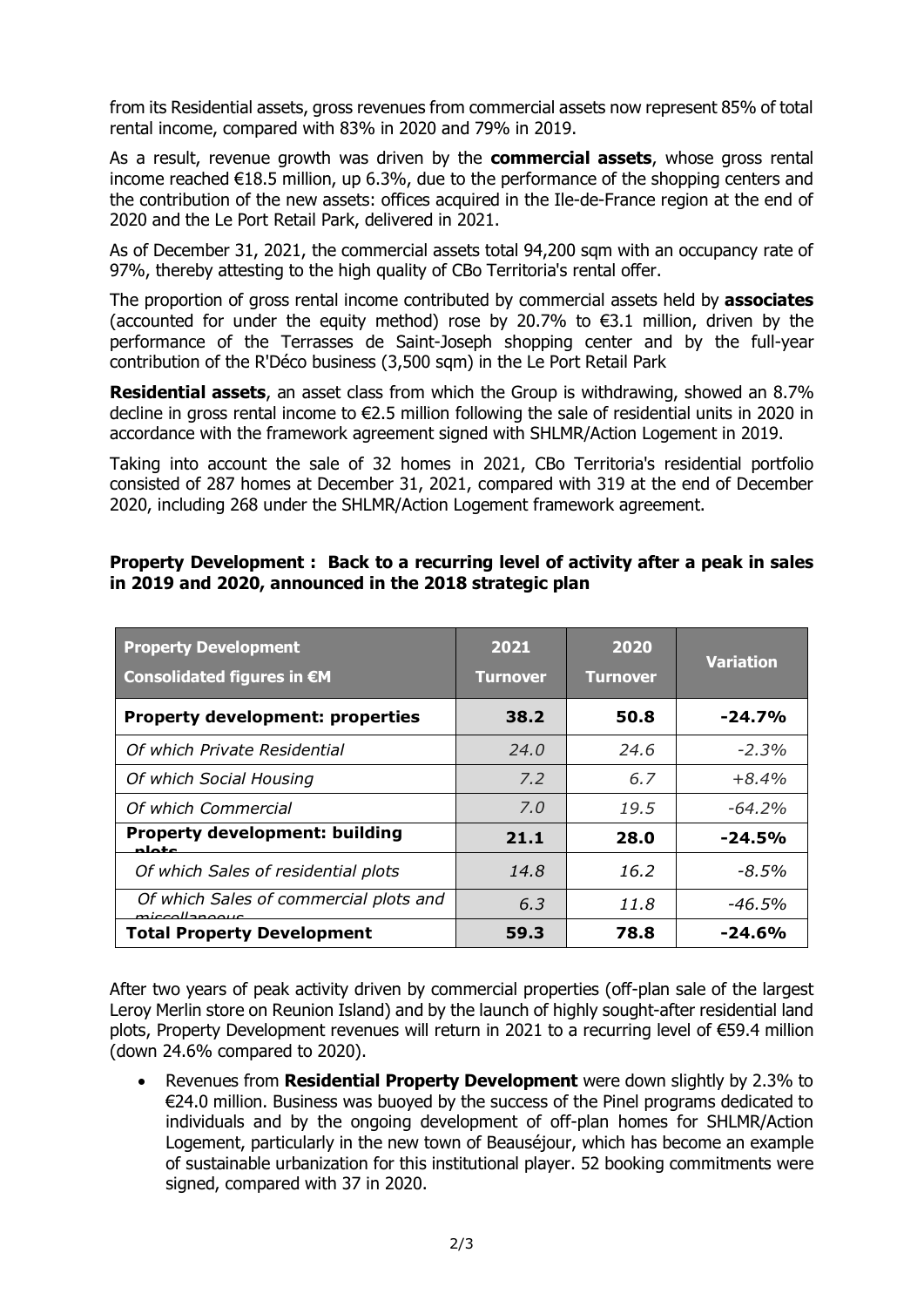from its Residential assets, gross revenues from commercial assets now represent 85% of total rental income, compared with 83% in 2020 and 79% in 2019.

As a result, revenue growth was driven by the **commercial assets**, whose gross rental income reached €18.5 million, up 6.3%, due to the performance of the shopping centers and the contribution of the new assets: offices acquired in the Ile-de-France region at the end of 2020 and the Le Port Retail Park, delivered in 2021.

As of December 31, 2021, the commercial assets total 94,200 sqm with an occupancy rate of 97%, thereby attesting to the high quality of CBo Territoria's rental offer.

The proportion of gross rental income contributed by commercial assets held by **associates** (accounted for under the equity method) rose by 20.7% to €3.1 million, driven by the performance of the Terrasses de Saint-Joseph shopping center and by the full-year contribution of the R'Déco business (3,500 sqm) in the Le Port Retail Park

**Residential assets**, an asset class from which the Group is withdrawing, showed an 8.7% decline in gross rental income to €2.5 million following the sale of residential units in 2020 in accordance with the framework agreement signed with SHLMR/Action Logement in 2019.

Taking into account the sale of 32 homes in 2021, CBo Territoria's residential portfolio consisted of 287 homes at December 31, 2021, compared with 319 at the end of December 2020, including 268 under the SHLMR/Action Logement framework agreement.

**Property Development : Back to a recurring level of activity after a peak in sales in 2019 and 2020, announced in the 2018 strategic plan**

| Property Development<br>Consolidated figures in €M | 2021<br>Turnover | 2020<br>Turnover | Variation |
|---|---|---|---|
| **Property development: properties** | **38.2** | **50.8** | **-24.7%** |
| *Of which Private Residential* | *24.0* | *24.6* | *-2.3%* |
| *Of which Social Housing* | *7.2* | *6.7* | *+8.4%* |
| *Of which Commercial* | *7.0* | *19.5* | *-64.2%* |
| **Property development: building plots** | **21.1** | **28.0** | **-24.5%** |
| *Of which Sales of residential plots* | *14.8* | *16.2* | *-8.5%* |
| *Of which Sales of commercial plots and miscellaneous* | *6.3* | *11.8* | *-46.5%* |
| **Total Property Development** | **59.3** | **78.8** | **-24.6%** |

After two years of peak activity driven by commercial properties (off-plan sale of the largest Leroy Merlin store on Reunion Island) and by the launch of highly sought-after residential land plots, Property Development revenues will return in 2021 to a recurring level of €59.4 million (down 24.6% compared to 2020).

- Revenues from **Residential Property Development** were down slightly by 2.3% to €24.0 million. Business was buoyed by the success of the Pinel programs dedicated to individuals and by the ongoing development of off-plan homes for SHLMR/Action Logement, particularly in the new town of Beauséjour, which has become an example of sustainable urbanization for this institutional player. 52 booking commitments were signed, compared with 37 in 2020.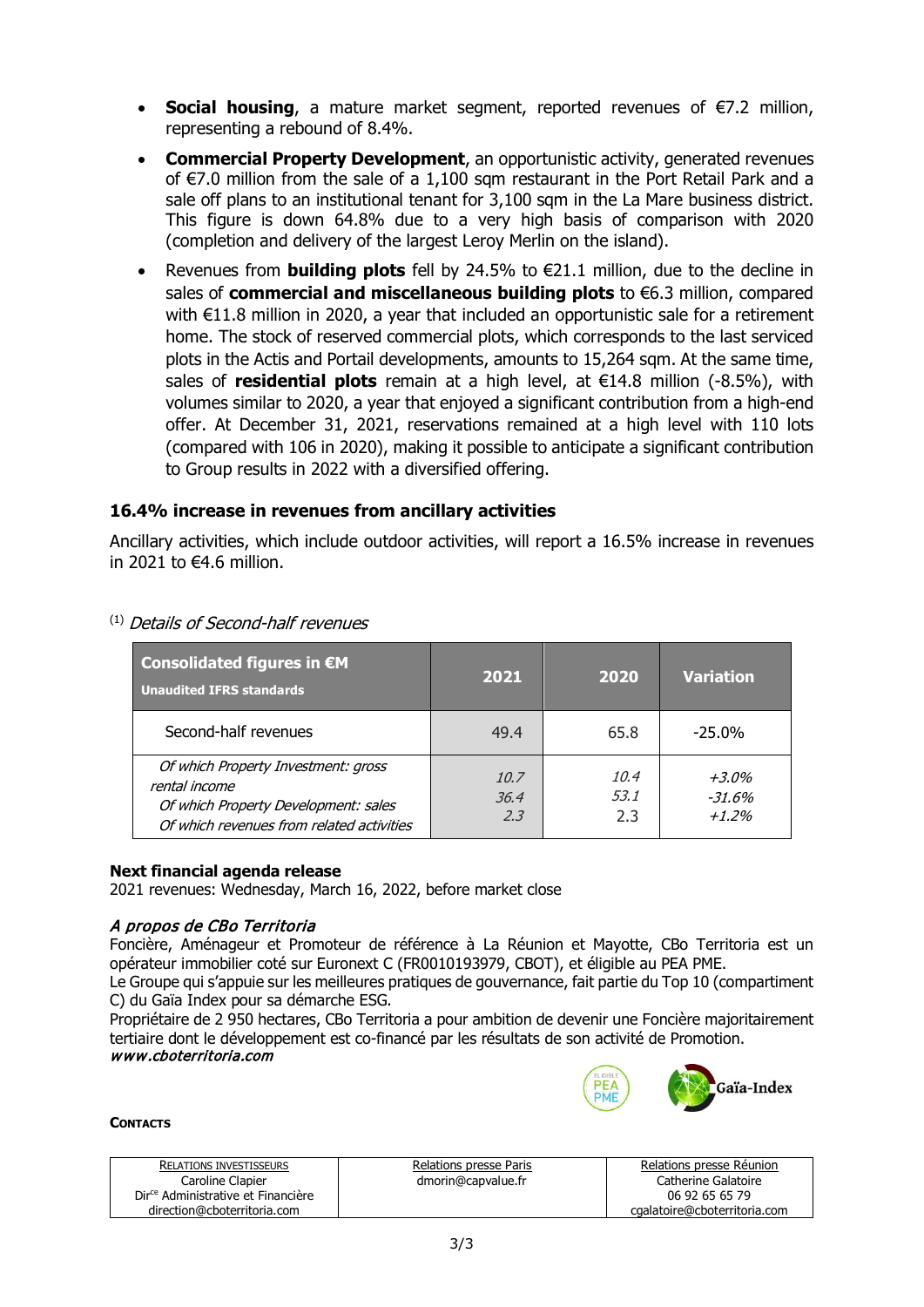- **Social housing**, a mature market segment, reported revenues of €7.2 million, representing a rebound of 8.4%.
- **Commercial Property Development**, an opportunistic activity, generated revenues of €7.0 million from the sale of a 1,100 sqm restaurant in the Port Retail Park and a sale off plans to an institutional tenant for 3,100 sqm in the La Mare business district. This figure is down 64.8% due to a very high basis of comparison with 2020 (completion and delivery of the largest Leroy Merlin on the island).
- Revenues from **building plots** fell by 24.5% to €21.1 million, due to the decline in sales of **commercial and miscellaneous building plots** to €6.3 million, compared with €11.8 million in 2020, a year that included an opportunistic sale for a retirement home. The stock of reserved commercial plots, which corresponds to the last serviced plots in the Actis and Portail developments, amounts to 15,264 sqm. At the same time, sales of **residential plots** remain at a high level, at €14.8 million (-8.5%), with volumes similar to 2020, a year that enjoyed a significant contribution from a high-end offer. At December 31, 2021, reservations remained at a high level with 110 lots (compared with 106 in 2020), making it possible to anticipate a significant contribution to Group results in 2022 with a diversified offering.

## 16.4% increase in revenues from ancillary activities

Ancillary activities, which include outdoor activities, will report a 16.5% increase in revenues in 2021 to €4.6 million.

(1) *Details of Second-half revenues*

| **Consolidated figures in €M** **Unaudited IFRS standards** | **2021** | **2020** | **Variation** |
|---|---|---|---|
| Second-half revenues | 49.4 | 65.8 | -25.0% |
| *Of which Property Investment: gross rental income* | *10.7* | *10.4* | *+3.0%* |
| *Of which Property Development: sales* | *36.4* | *53.1* | *-31.6%* |
| *Of which revenues from related activities* | *2.3* | 2.3 | *+1.2%* |

**Next financial agenda release**
2021 revenues: Wednesday, March 16, 2022, before market close

### *A propos de CBo Territoria*

Foncière, Aménageur et Promoteur de référence à La Réunion et Mayotte, CBo Territoria est un opérateur immobilier coté sur Euronext C (FR0010193979, CBOT), et éligible au PEA PME.
Le Groupe qui s'appuie sur les meilleures pratiques de gouvernance, fait partie du Top 10 (compartiment C) du Gaïa Index pour sa démarche ESG.
Propriétaire de 2 950 hectares, CBo Territoria a pour ambition de devenir une Foncière majoritairement tertiaire dont le développement est co-financé par les résultats de son activité de Promotion.
*www.cboterritoria.com*

**CONTACTS**

| RELATIONS INVESTISSEURS | Relations presse Paris | Relations presse Réunion |
|---|---|---|
| Caroline Clapier<br>Dir[ce] Administrative et Financière<br>direction@cboterritoria.com | dmorin@capvalue.fr | Catherine Galatoire<br>06 92 65 65 79<br>cgalatoire@cboterritoria.com |